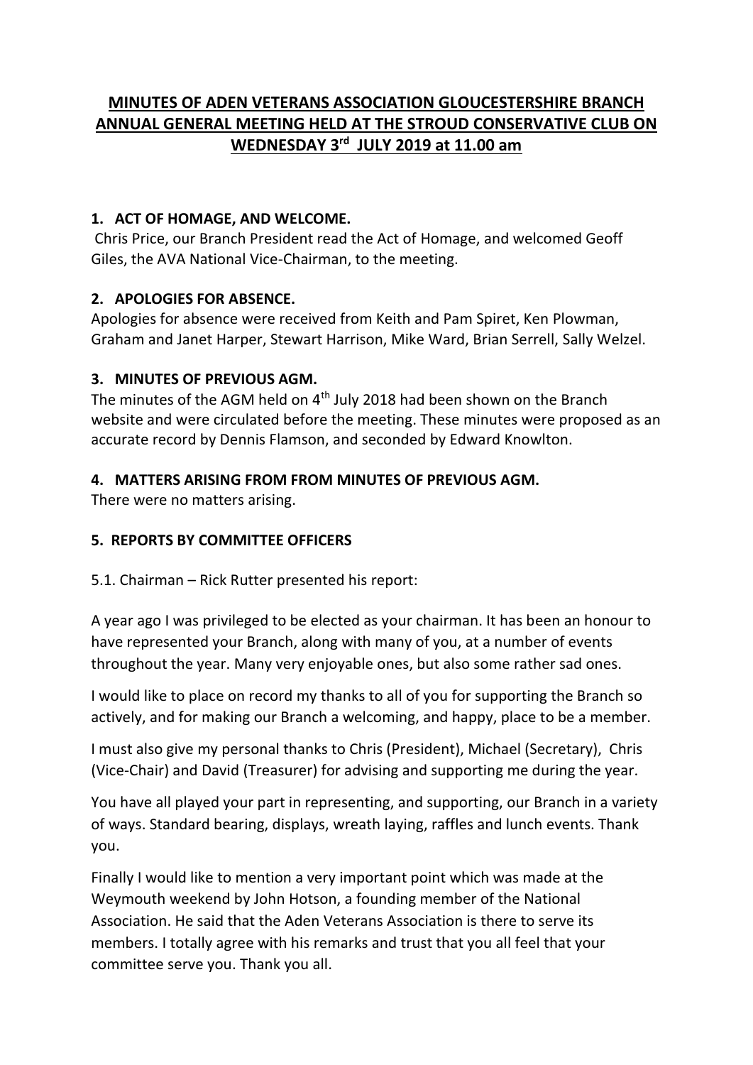# MINUTES OF ADEN VETERANS ASSOCIATION GLOUCESTERSHIRE BRANCH ANNUAL GENERAL MEETING HELD AT THE STROUD CONSERVATIVE CLUB ON WEDNESDAY 3rd JULY 2019 at 11.00 am

## 1. ACT OF HOMAGE, AND WELCOME.

Chris Price, our Branch President read the Act of Homage, and welcomed Geoff Giles, the AVA National Vice-Chairman, to the meeting.

## 2. APOLOGIES FOR ABSENCE.

Apologies for absence were received from Keith and Pam Spiret, Ken Plowman, Graham and Janet Harper, Stewart Harrison, Mike Ward, Brian Serrell, Sally Welzel.

## 3. MINUTES OF PREVIOUS AGM.

The minutes of the AGM held on 4th July 2018 had been shown on the Branch website and were circulated before the meeting. These minutes were proposed as an accurate record by Dennis Flamson, and seconded by Edward Knowlton.

## 4. MATTERS ARISING FROM FROM MINUTES OF PREVIOUS AGM.

There were no matters arising.

## 5. REPORTS BY COMMITTEE OFFICERS

5.1. Chairman – Rick Rutter presented his report:

A year ago I was privileged to be elected as your chairman. It has been an honour to have represented your Branch, along with many of you, at a number of events throughout the year. Many very enjoyable ones, but also some rather sad ones.

I would like to place on record my thanks to all of you for supporting the Branch so actively, and for making our Branch a welcoming, and happy, place to be a member.

I must also give my personal thanks to Chris (President), Michael (Secretary), Chris (Vice-Chair) and David (Treasurer) for advising and supporting me during the year.

You have all played your part in representing, and supporting, our Branch in a variety of ways. Standard bearing, displays, wreath laying, raffles and lunch events. Thank you.

Finally I would like to mention a very important point which was made at the Weymouth weekend by John Hotson, a founding member of the National Association. He said that the Aden Veterans Association is there to serve its members. I totally agree with his remarks and trust that you all feel that your committee serve you. Thank you all.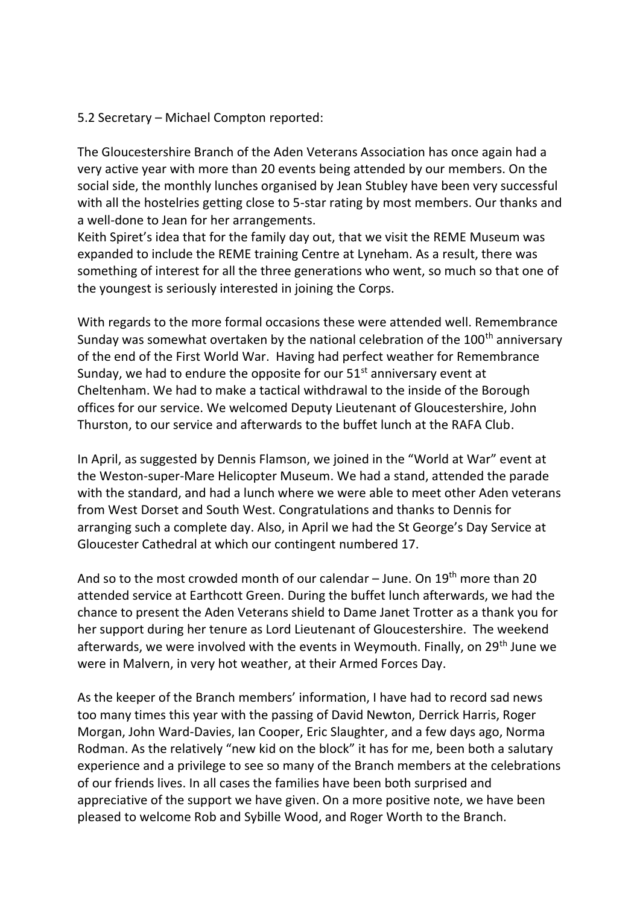5.2 Secretary – Michael Compton reported:

The Gloucestershire Branch of the Aden Veterans Association has once again had a very active year with more than 20 events being attended by our members. On the social side, the monthly lunches organised by Jean Stubley have been very successful with all the hostelries getting close to 5-star rating by most members. Our thanks and a well-done to Jean for her arrangements.
Keith Spiret's idea that for the family day out, that we visit the REME Museum was expanded to include the REME training Centre at Lyneham. As a result, there was something of interest for all the three generations who went, so much so that one of the youngest is seriously interested in joining the Corps.

With regards to the more formal occasions these were attended well. Remembrance Sunday was somewhat overtaken by the national celebration of the 100th anniversary of the end of the First World War. Having had perfect weather for Remembrance Sunday, we had to endure the opposite for our 51st anniversary event at Cheltenham. We had to make a tactical withdrawal to the inside of the Borough offices for our service. We welcomed Deputy Lieutenant of Gloucestershire, John Thurston, to our service and afterwards to the buffet lunch at the RAFA Club.

In April, as suggested by Dennis Flamson, we joined in the "World at War" event at the Weston-super-Mare Helicopter Museum. We had a stand, attended the parade with the standard, and had a lunch where we were able to meet other Aden veterans from West Dorset and South West. Congratulations and thanks to Dennis for arranging such a complete day. Also, in April we had the St George's Day Service at Gloucester Cathedral at which our contingent numbered 17.

And so to the most crowded month of our calendar – June. On 19th more than 20 attended service at Earthcott Green. During the buffet lunch afterwards, we had the chance to present the Aden Veterans shield to Dame Janet Trotter as a thank you for her support during her tenure as Lord Lieutenant of Gloucestershire. The weekend afterwards, we were involved with the events in Weymouth. Finally, on 29th June we were in Malvern, in very hot weather, at their Armed Forces Day.

As the keeper of the Branch members' information, I have had to record sad news too many times this year with the passing of David Newton, Derrick Harris, Roger Morgan, John Ward-Davies, Ian Cooper, Eric Slaughter, and a few days ago, Norma Rodman. As the relatively "new kid on the block" it has for me, been both a salutary experience and a privilege to see so many of the Branch members at the celebrations of our friends lives. In all cases the families have been both surprised and appreciative of the support we have given. On a more positive note, we have been pleased to welcome Rob and Sybille Wood, and Roger Worth to the Branch.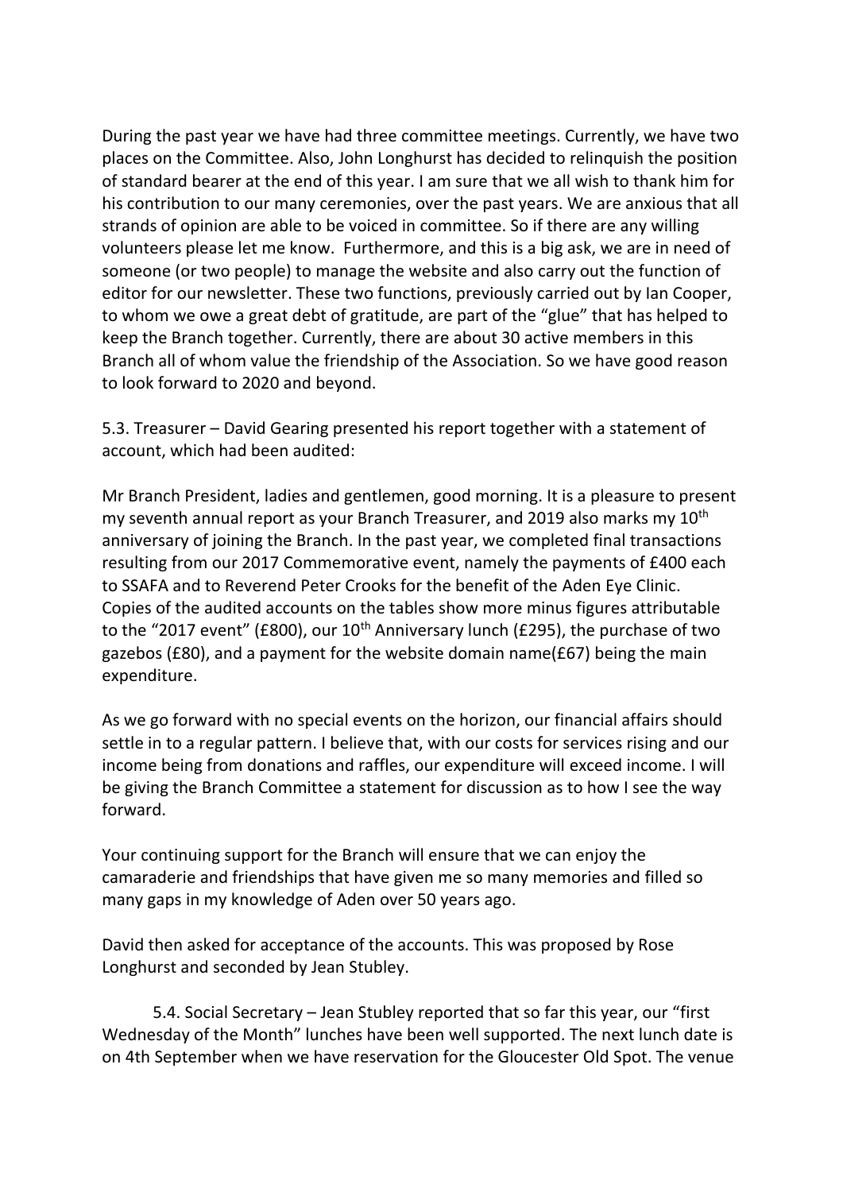During the past year we have had three committee meetings. Currently, we have two places on the Committee. Also, John Longhurst has decided to relinquish the position of standard bearer at the end of this year. I am sure that we all wish to thank him for his contribution to our many ceremonies, over the past years. We are anxious that all strands of opinion are able to be voiced in committee. So if there are any willing volunteers please let me know. Furthermore, and this is a big ask, we are in need of someone (or two people) to manage the website and also carry out the function of editor for our newsletter. These two functions, previously carried out by Ian Cooper, to whom we owe a great debt of gratitude, are part of the "glue" that has helped to keep the Branch together. Currently, there are about 30 active members in this Branch all of whom value the friendship of the Association. So we have good reason to look forward to 2020 and beyond.

5.3. Treasurer – David Gearing presented his report together with a statement of account, which had been audited:

Mr Branch President, ladies and gentlemen, good morning. It is a pleasure to present my seventh annual report as your Branch Treasurer, and 2019 also marks my 10th anniversary of joining the Branch. In the past year, we completed final transactions resulting from our 2017 Commemorative event, namely the payments of £400 each to SSAFA and to Reverend Peter Crooks for the benefit of the Aden Eye Clinic. Copies of the audited accounts on the tables show more minus figures attributable to the "2017 event" (£800), our 10th Anniversary lunch (£295), the purchase of two gazebos (£80), and a payment for the website domain name(£67) being the main expenditure.

As we go forward with no special events on the horizon, our financial affairs should settle in to a regular pattern. I believe that, with our costs for services rising and our income being from donations and raffles, our expenditure will exceed income. I will be giving the Branch Committee a statement for discussion as to how I see the way forward.

Your continuing support for the Branch will ensure that we can enjoy the camaraderie and friendships that have given me so many memories and filled so many gaps in my knowledge of Aden over 50 years ago.

David then asked for acceptance of the accounts. This was proposed by Rose Longhurst and seconded by Jean Stubley.

5.4. Social Secretary – Jean Stubley reported that so far this year, our "first Wednesday of the Month" lunches have been well supported. The next lunch date is on 4th September when we have reservation for the Gloucester Old Spot. The venue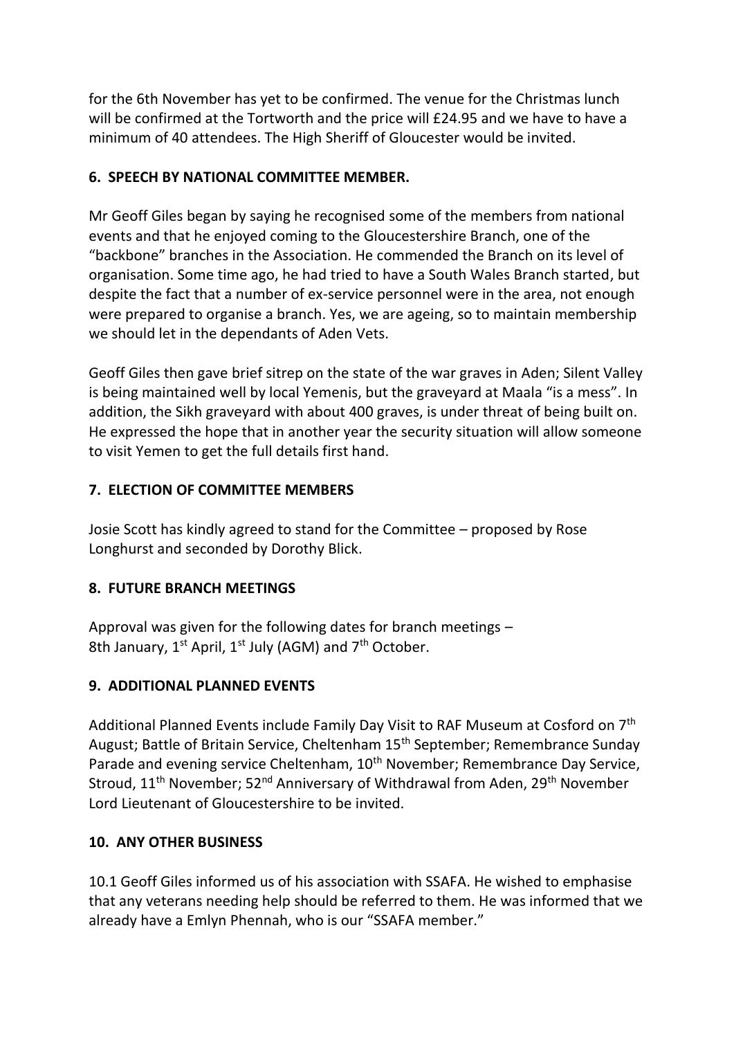for the 6th November has yet to be confirmed. The venue for the Christmas lunch will be confirmed at the Tortworth and the price will £24.95 and we have to have a minimum of 40 attendees. The High Sheriff of Gloucester would be invited.

## 6. SPEECH BY NATIONAL COMMITTEE MEMBER.

Mr Geoff Giles began by saying he recognised some of the members from national events and that he enjoyed coming to the Gloucestershire Branch, one of the "backbone" branches in the Association. He commended the Branch on its level of organisation. Some time ago, he had tried to have a South Wales Branch started, but despite the fact that a number of ex-service personnel were in the area, not enough were prepared to organise a branch. Yes, we are ageing, so to maintain membership we should let in the dependants of Aden Vets.

Geoff Giles then gave brief sitrep on the state of the war graves in Aden; Silent Valley is being maintained well by local Yemenis, but the graveyard at Maala "is a mess". In addition, the Sikh graveyard with about 400 graves, is under threat of being built on. He expressed the hope that in another year the security situation will allow someone to visit Yemen to get the full details first hand.

## 7. ELECTION OF COMMITTEE MEMBERS

Josie Scott has kindly agreed to stand for the Committee – proposed by Rose Longhurst and seconded by Dorothy Blick.

## 8. FUTURE BRANCH MEETINGS

Approval was given for the following dates for branch meetings – 8th January, 1st April, 1st July (AGM) and 7th October.

## 9. ADDITIONAL PLANNED EVENTS

Additional Planned Events include Family Day Visit to RAF Museum at Cosford on 7th August; Battle of Britain Service, Cheltenham 15th September; Remembrance Sunday Parade and evening service Cheltenham, 10th November; Remembrance Day Service, Stroud, 11th November; 52nd Anniversary of Withdrawal from Aden, 29th November Lord Lieutenant of Gloucestershire to be invited.

## 10. ANY OTHER BUSINESS

10.1 Geoff Giles informed us of his association with SSAFA. He wished to emphasise that any veterans needing help should be referred to them. He was informed that we already have a Emlyn Phennah, who is our "SSAFA member."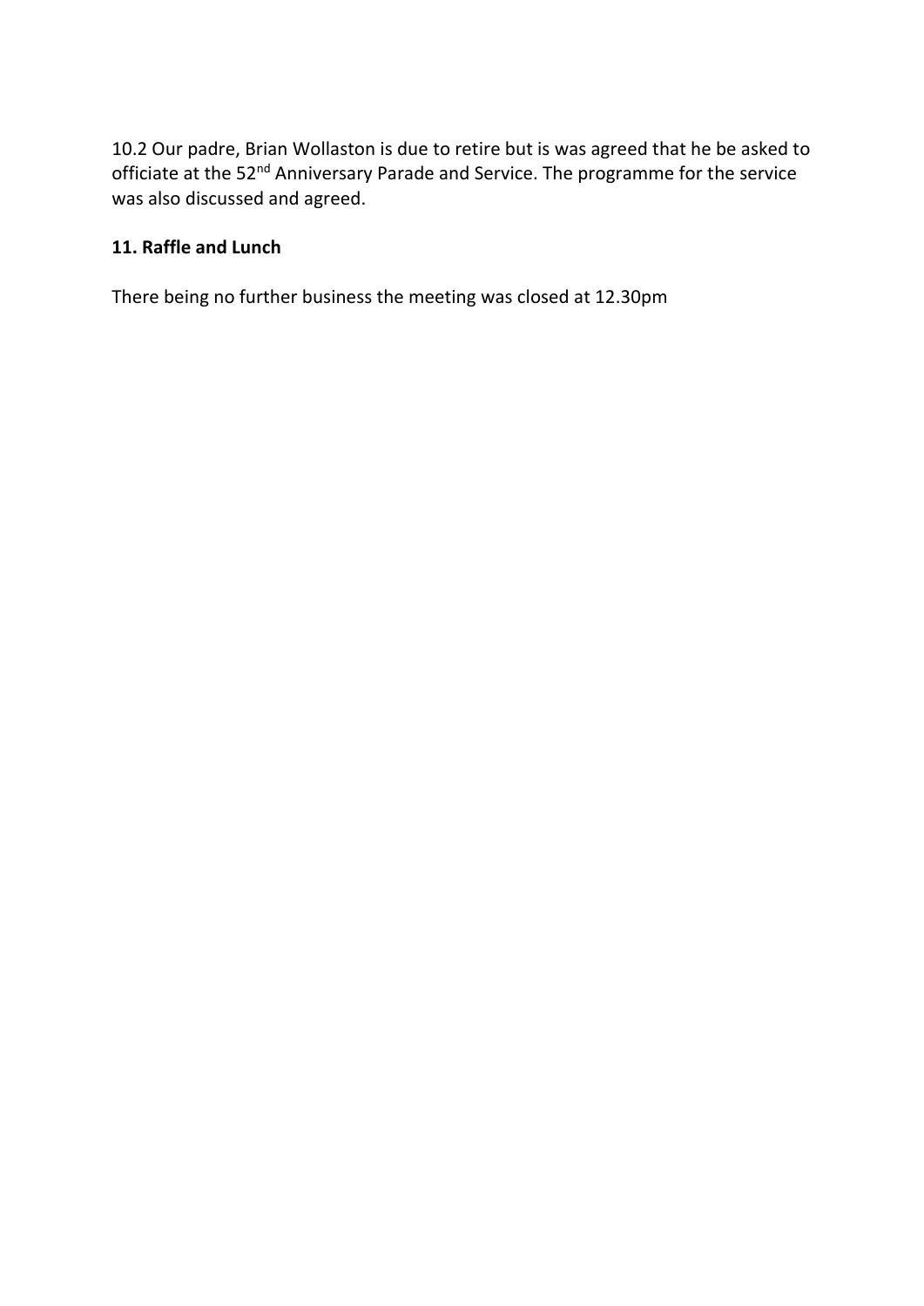10.2 Our padre, Brian Wollaston is due to retire but is was agreed that he be asked to officiate at the 52nd Anniversary Parade and Service. The programme for the service was also discussed and agreed.

**11. Raffle and Lunch**

There being no further business the meeting was closed at 12.30pm